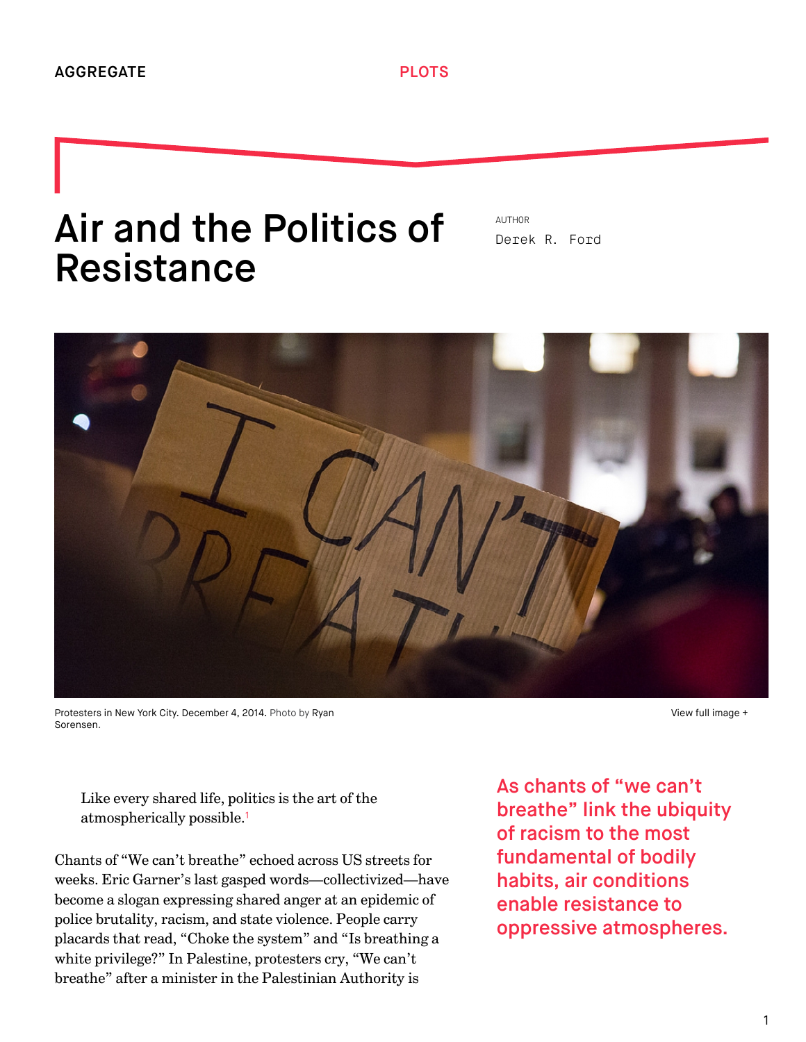AGGREGATE

PLOTS

# Air and the Politics of Resistance

AUTHOR

Derek R. Ford

Protesters in New York City. December 4, 2014. Photo by Ryan Sorensen.

> Like every shared life, politics is the art of the atmospherically possible.[1]

**As chants of "we can't breathe" link the ubiquity of racism to the most fundamental of bodily habits, air conditions enable resistance to oppressive atmospheres.**

Chants of "We can't breathe" echoed across US streets for weeks. Eric Garner's last gasped words—collectivized—have become a slogan expressing shared anger at an epidemic of police brutality, racism, and state violence. People carry placards that read, "Choke the system" and "Is breathing a white privilege?" In Palestine, protesters cry, "We can't breathe" after a minister in the Palestinian Authority is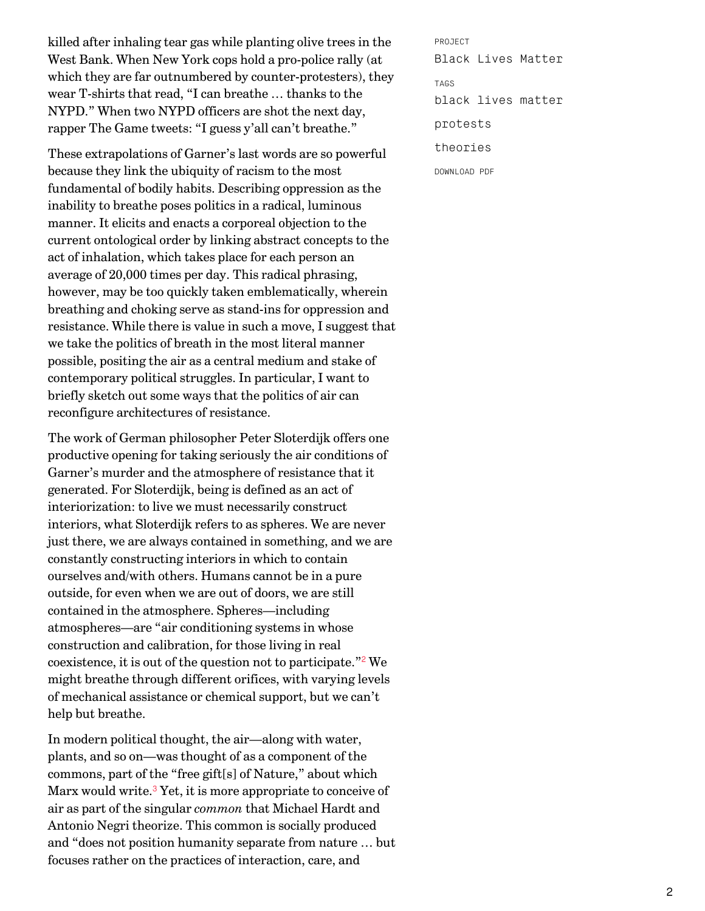killed after inhaling tear gas while planting olive trees in the West Bank. When New York cops hold a pro-police rally (at which they are far outnumbered by counter-protesters), they wear T-shirts that read, "I can breathe … thanks to the NYPD." When two NYPD officers are shot the next day, rapper The Game tweets: "I guess y'all can't breathe."

These extrapolations of Garner's last words are so powerful because they link the ubiquity of racism to the most fundamental of bodily habits. Describing oppression as the inability to breathe poses politics in a radical, luminous manner. It elicits and enacts a corporeal objection to the current ontological order by linking abstract concepts to the act of inhalation, which takes place for each person an average of 20,000 times per day. This radical phrasing, however, may be too quickly taken emblematically, wherein breathing and choking serve as stand-ins for oppression and resistance. While there is value in such a move, I suggest that we take the politics of breath in the most literal manner possible, positing the air as a central medium and stake of contemporary political struggles. In particular, I want to briefly sketch out some ways that the politics of air can reconfigure architectures of resistance.

The work of German philosopher Peter Sloterdijk offers one productive opening for taking seriously the air conditions of Garner's murder and the atmosphere of resistance that it generated. For Sloterdijk, being is defined as an act of interiorization: to live we must necessarily construct interiors, what Sloterdijk refers to as spheres. We are never just there, we are always contained in something, and we are constantly constructing interiors in which to contain ourselves and/with others. Humans cannot be in a pure outside, for even when we are out of doors, we are still contained in the atmosphere. Spheres—including atmospheres—are "air conditioning systems in whose construction and calibration, for those living in real coexistence, it is out of the question not to participate."[2] We might breathe through different orifices, with varying levels of mechanical assistance or chemical support, but we can't help but breathe.

In modern political thought, the air—along with water, plants, and so on—was thought of as a component of the commons, part of the "free gift[s] of Nature," about which Marx would write.[3] Yet, it is more appropriate to conceive of air as part of the singular *common* that Michael Hardt and Antonio Negri theorize. This common is socially produced and "does not position humanity separate from nature … but focuses rather on the practices of interaction, care, and

PROJECT
Black Lives Matter

TAGS
black lives matter
protests
theories

DOWNLOAD PDF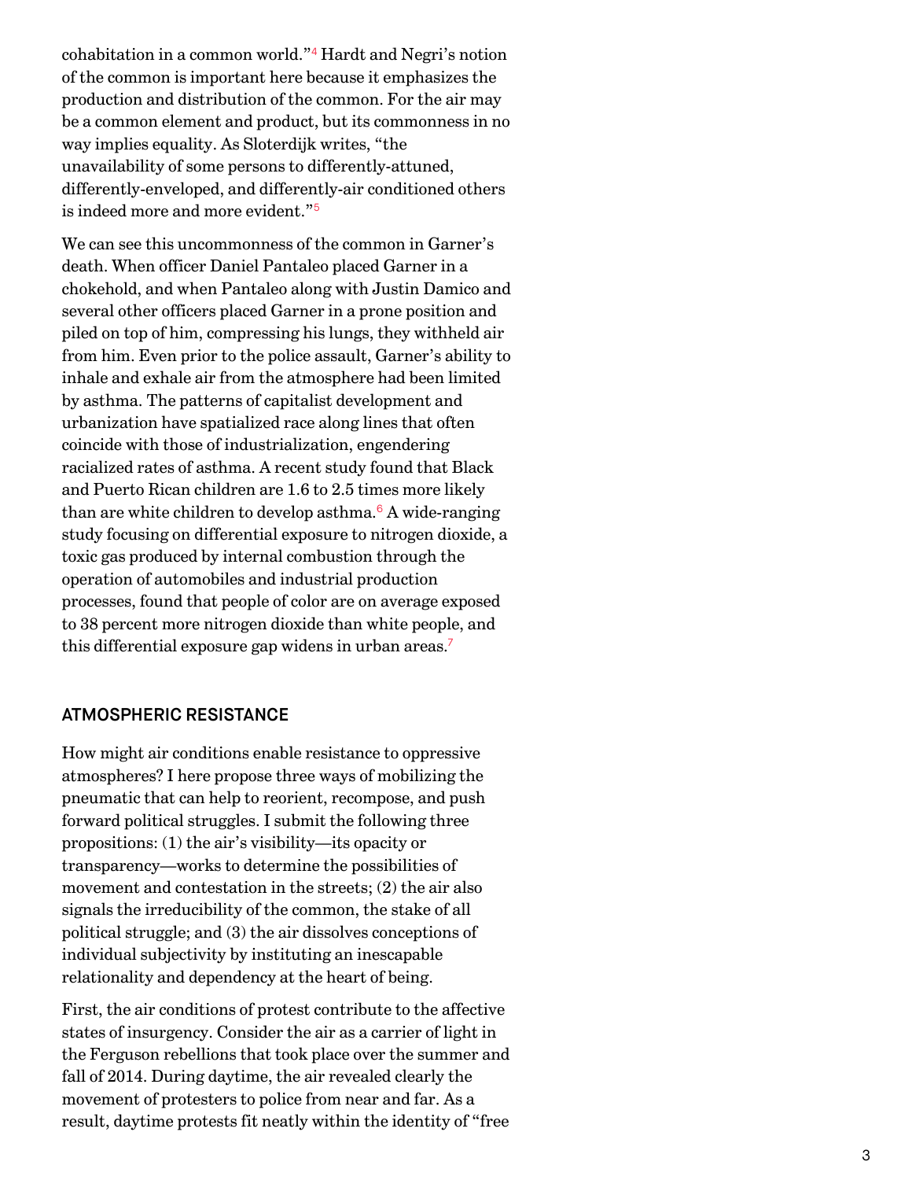cohabitation in a common world."[4] Hardt and Negri's notion of the common is important here because it emphasizes the production and distribution of the common. For the air may be a common element and product, but its commonness in no way implies equality. As Sloterdijk writes, "the unavailability of some persons to differently-attuned, differently-enveloped, and differently-air conditioned others is indeed more and more evident."[5]

We can see this uncommonness of the common in Garner's death. When officer Daniel Pantaleo placed Garner in a chokehold, and when Pantaleo along with Justin Damico and several other officers placed Garner in a prone position and piled on top of him, compressing his lungs, they withheld air from him. Even prior to the police assault, Garner's ability to inhale and exhale air from the atmosphere had been limited by asthma. The patterns of capitalist development and urbanization have spatialized race along lines that often coincide with those of industrialization, engendering racialized rates of asthma. A recent study found that Black and Puerto Rican children are 1.6 to 2.5 times more likely than are white children to develop asthma.[6] A wide-ranging study focusing on differential exposure to nitrogen dioxide, a toxic gas produced by internal combustion through the operation of automobiles and industrial production processes, found that people of color are on average exposed to 38 percent more nitrogen dioxide than white people, and this differential exposure gap widens in urban areas.[7]

## ATMOSPHERIC RESISTANCE

How might air conditions enable resistance to oppressive atmospheres? I here propose three ways of mobilizing the pneumatic that can help to reorient, recompose, and push forward political struggles. I submit the following three propositions: (1) the air's visibility—its opacity or transparency—works to determine the possibilities of movement and contestation in the streets; (2) the air also signals the irreducibility of the common, the stake of all political struggle; and (3) the air dissolves conceptions of individual subjectivity by instituting an inescapable relationality and dependency at the heart of being.

First, the air conditions of protest contribute to the affective states of insurgency. Consider the air as a carrier of light in the Ferguson rebellions that took place over the summer and fall of 2014. During daytime, the air revealed clearly the movement of protesters to police from near and far. As a result, daytime protests fit neatly within the identity of "free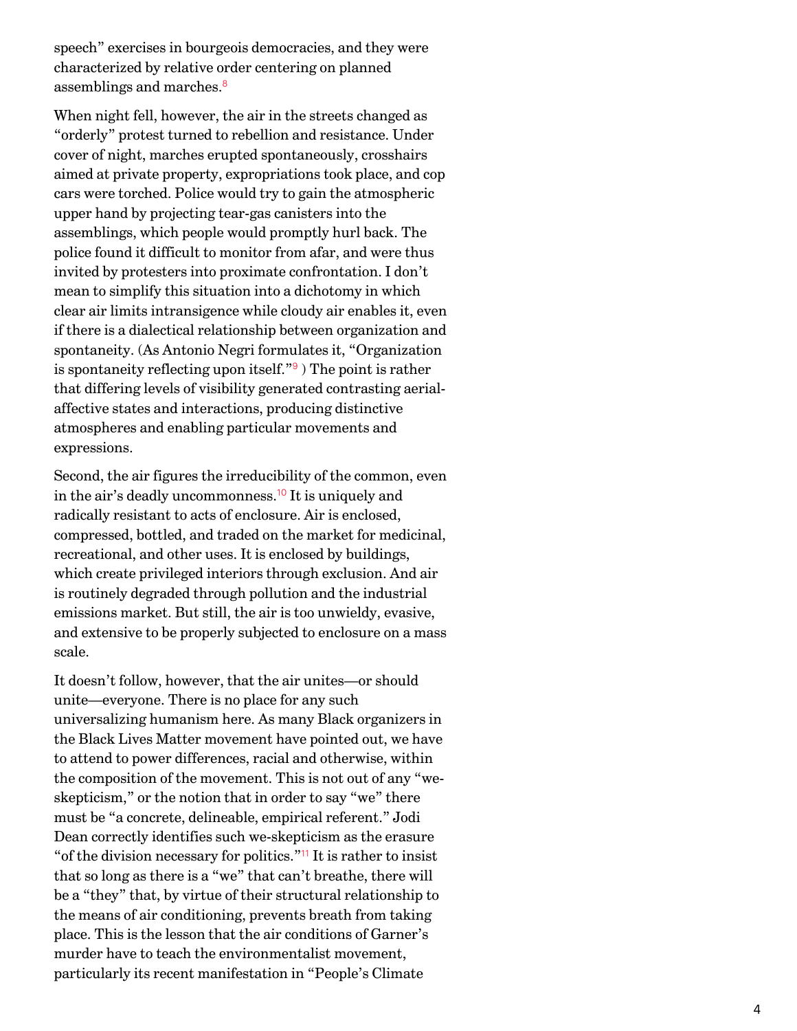speech" exercises in bourgeois democracies, and they were characterized by relative order centering on planned assemblings and marches.[8]

When night fell, however, the air in the streets changed as "orderly" protest turned to rebellion and resistance. Under cover of night, marches erupted spontaneously, crosshairs aimed at private property, expropriations took place, and cop cars were torched. Police would try to gain the atmospheric upper hand by projecting tear-gas canisters into the assemblings, which people would promptly hurl back. The police found it difficult to monitor from afar, and were thus invited by protesters into proximate confrontation. I don't mean to simplify this situation into a dichotomy in which clear air limits intransigence while cloudy air enables it, even if there is a dialectical relationship between organization and spontaneity. (As Antonio Negri formulates it, "Organization is spontaneity reflecting upon itself."[9] ) The point is rather that differing levels of visibility generated contrasting aerial-affective states and interactions, producing distinctive atmospheres and enabling particular movements and expressions.

Second, the air figures the irreducibility of the common, even in the air's deadly uncommonness.[10] It is uniquely and radically resistant to acts of enclosure. Air is enclosed, compressed, bottled, and traded on the market for medicinal, recreational, and other uses. It is enclosed by buildings, which create privileged interiors through exclusion. And air is routinely degraded through pollution and the industrial emissions market. But still, the air is too unwieldy, evasive, and extensive to be properly subjected to enclosure on a mass scale.

It doesn't follow, however, that the air unites—or should unite—everyone. There is no place for any such universalizing humanism here. As many Black organizers in the Black Lives Matter movement have pointed out, we have to attend to power differences, racial and otherwise, within the composition of the movement. This is not out of any "we-skepticism," or the notion that in order to say "we" there must be "a concrete, delineable, empirical referent." Jodi Dean correctly identifies such we-skepticism as the erasure "of the division necessary for politics."[11] It is rather to insist that so long as there is a "we" that can't breathe, there will be a "they" that, by virtue of their structural relationship to the means of air conditioning, prevents breath from taking place. This is the lesson that the air conditions of Garner's murder have to teach the environmentalist movement, particularly its recent manifestation in "People's Climate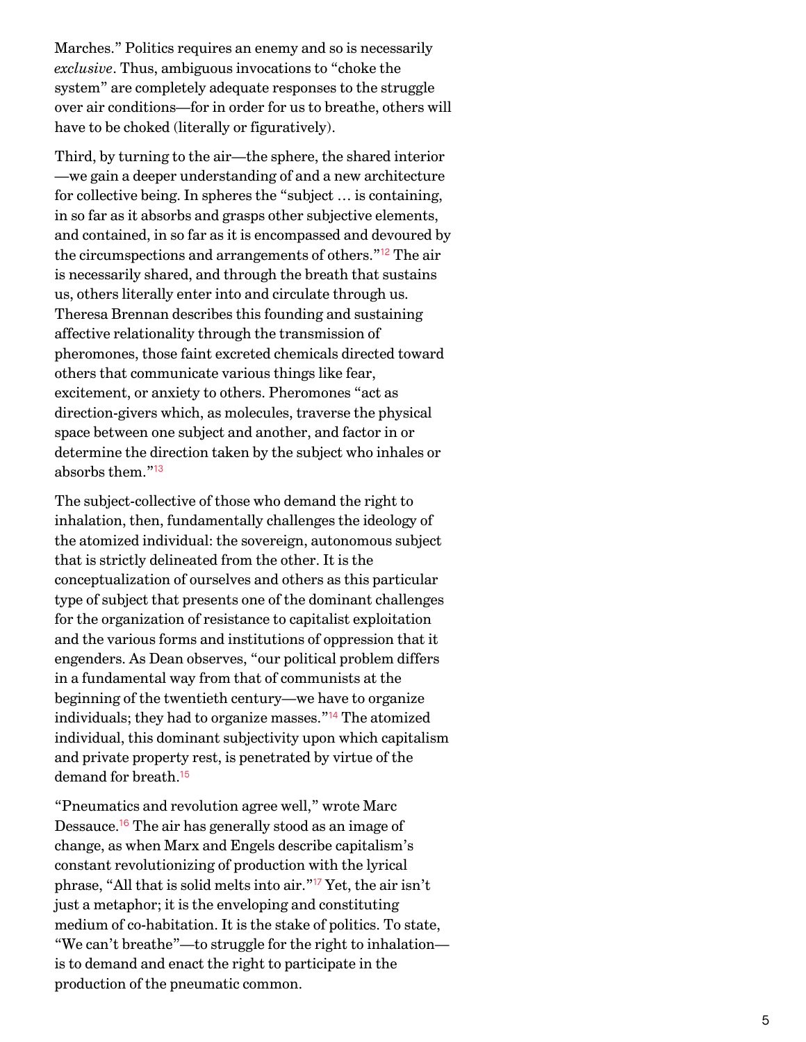Marches." Politics requires an enemy and so is necessarily *exclusive*. Thus, ambiguous invocations to "choke the system" are completely adequate responses to the struggle over air conditions—for in order for us to breathe, others will have to be choked (literally or figuratively).

Third, by turning to the air—the sphere, the shared interior—we gain a deeper understanding of and a new architecture for collective being. In spheres the "subject … is containing, in so far as it absorbs and grasps other subjective elements, and contained, in so far as it is encompassed and devoured by the circumspections and arrangements of others."[12] The air is necessarily shared, and through the breath that sustains us, others literally enter into and circulate through us. Theresa Brennan describes this founding and sustaining affective relationality through the transmission of pheromones, those faint excreted chemicals directed toward others that communicate various things like fear, excitement, or anxiety to others. Pheromones "act as direction-givers which, as molecules, traverse the physical space between one subject and another, and factor in or determine the direction taken by the subject who inhales or absorbs them."[13]

The subject-collective of those who demand the right to inhalation, then, fundamentally challenges the ideology of the atomized individual: the sovereign, autonomous subject that is strictly delineated from the other. It is the conceptualization of ourselves and others as this particular type of subject that presents one of the dominant challenges for the organization of resistance to capitalist exploitation and the various forms and institutions of oppression that it engenders. As Dean observes, "our political problem differs in a fundamental way from that of communists at the beginning of the twentieth century—we have to organize individuals; they had to organize masses."[14] The atomized individual, this dominant subjectivity upon which capitalism and private property rest, is penetrated by virtue of the demand for breath.[15]

"Pneumatics and revolution agree well," wrote Marc Dessauce.[16] The air has generally stood as an image of change, as when Marx and Engels describe capitalism's constant revolutionizing of production with the lyrical phrase, "All that is solid melts into air."[17] Yet, the air isn't just a metaphor; it is the enveloping and constituting medium of co-habitation. It is the stake of politics. To state, "We can't breathe"—to struggle for the right to inhalation—is to demand and enact the right to participate in the production of the pneumatic common.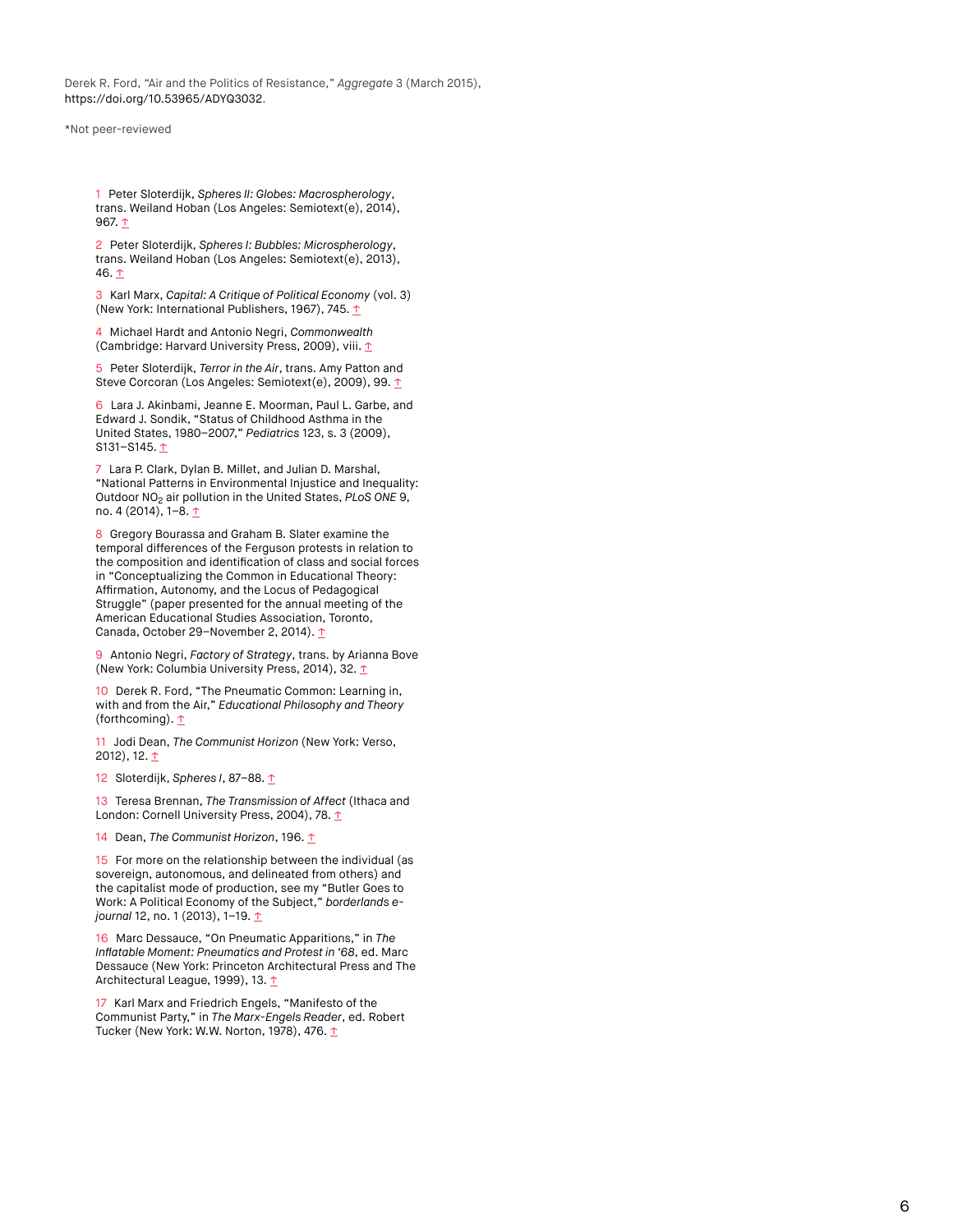Derek R. Ford, "Air and the Politics of Resistance," *Aggregate* 3 (March 2015), https://doi.org/10.53965/ADYQ3032.

*Not peer-reviewed

1 Peter Sloterdijk, *Spheres II: Globes: Macrospherology*, trans. Weiland Hoban (Los Angeles: Semiotext(e), 2014), 967. ↑

2 Peter Sloterdijk, *Spheres I: Bubbles: Microspherology*, trans. Weiland Hoban (Los Angeles: Semiotext(e), 2013), 46. ↑

3 Karl Marx, *Capital: A Critique of Political Economy* (vol. 3) (New York: International Publishers, 1967), 745. ↑

4 Michael Hardt and Antonio Negri, *Commonwealth* (Cambridge: Harvard University Press, 2009), viii. ↑

5 Peter Sloterdijk, *Terror in the Air*, trans. Amy Patton and Steve Corcoran (Los Angeles: Semiotext(e), 2009), 99. ↑

6 Lara J. Akinbami, Jeanne E. Moorman, Paul L. Garbe, and Edward J. Sondik, "Status of Childhood Asthma in the United States, 1980–2007," *Pediatrics* 123, s. 3 (2009), S131–S145. ↑

7 Lara P. Clark, Dylan B. Millet, and Julian D. Marshal, "National Patterns in Environmental Injustice and Inequality: Outdoor $NO_2$ air pollution in the United States, *PLoS ONE* 9, no. 4 (2014), 1–8. ↑

8 Gregory Bourassa and Graham B. Slater examine the temporal differences of the Ferguson protests in relation to the composition and identification of class and social forces in "Conceptualizing the Common in Educational Theory: Affirmation, Autonomy, and the Locus of Pedagogical Struggle" (paper presented for the annual meeting of the American Educational Studies Association, Toronto, Canada, October 29–November 2, 2014). ↑

9 Antonio Negri, *Factory of Strategy*, trans. by Arianna Bove (New York: Columbia University Press, 2014), 32. ↑

10 Derek R. Ford, "The Pneumatic Common: Learning in, with and from the Air," *Educational Philosophy and Theory* (forthcoming). ↑

11 Jodi Dean, *The Communist Horizon* (New York: Verso, 2012), 12. ↑

12 Sloterdijk, *Spheres I*, 87–88. ↑

13 Teresa Brennan, *The Transmission of Affect* (Ithaca and London: Cornell University Press, 2004), 78. ↑

14 Dean, *The Communist Horizon*, 196. ↑

15 For more on the relationship between the individual (as sovereign, autonomous, and delineated from others) and the capitalist mode of production, see my "Butler Goes to Work: A Political Economy of the Subject," *borderlands e-journal* 12, no. 1 (2013), 1–19. ↑

16 Marc Dessauce, "On Pneumatic Apparitions," in *The Inflatable Moment: Pneumatics and Protest in '68*, ed. Marc Dessauce (New York: Princeton Architectural Press and The Architectural League, 1999), 13. ↑

17 Karl Marx and Friedrich Engels, "Manifesto of the Communist Party," in *The Marx-Engels Reader*, ed. Robert Tucker (New York: W.W. Norton, 1978), 476. ↑